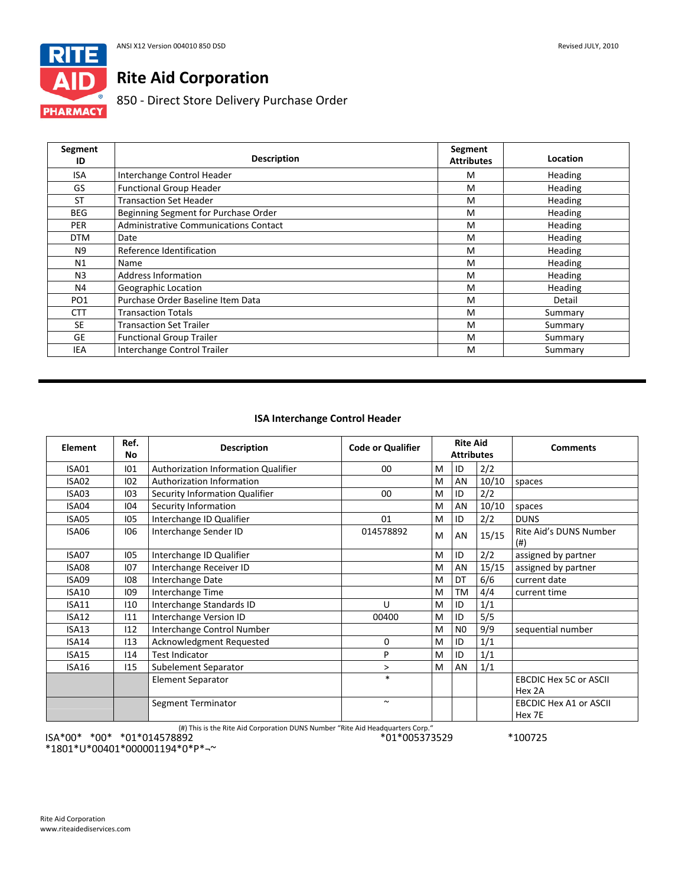ANSI X12 Version 004010 850 DSD

Revised JULY, 2010

# Rite Aid Corporation

## 850 - Direct Store Delivery Purchase Order

| Segment ID | Description | Segment Attributes | Location |
|---|---|---|---|
| ISA | Interchange Control Header | M | Heading |
| GS | Functional Group Header | M | Heading |
| ST | Transaction Set Header | M | Heading |
| BEG | Beginning Segment for Purchase Order | M | Heading |
| PER | Administrative Communications Contact | M | Heading |
| DTM | Date | M | Heading |
| N9 | Reference Identification | M | Heading |
| N1 | Name | M | Heading |
| N3 | Address Information | M | Heading |
| N4 | Geographic Location | M | Heading |
| PO1 | Purchase Order Baseline Item Data | M | Detail |
| CTT | Transaction Totals | M | Summary |
| SE | Transaction Set Trailer | M | Summary |
| GE | Functional Group Trailer | M | Summary |
| IEA | Interchange Control Trailer | M | Summary |

---

### ISA Interchange Control Header

| Element | Ref. No | Description | Code or Qualifier | Rite Aid Attributes | | | Comments |
|---|---|---|---|---|---|---|---|
| ISA01 | I01 | Authorization Information Qualifier | 00 | M | ID | 2/2 | |
| ISA02 | I02 | Authorization Information | | M | AN | 10/10 | spaces |
| ISA03 | I03 | Security Information Qualifier | 00 | M | ID | 2/2 | |
| ISA04 | I04 | Security Information | | M | AN | 10/10 | spaces |
| ISA05 | I05 | Interchange ID Qualifier | 01 | M | ID | 2/2 | DUNS |
| ISA06 | I06 | Interchange Sender ID | 014578892 | M | AN | 15/15 | Rite Aid's DUNS Number (#) |
| ISA07 | I05 | Interchange ID Qualifier | | M | ID | 2/2 | assigned by partner |
| ISA08 | I07 | Interchange Receiver ID | | M | AN | 15/15 | assigned by partner |
| ISA09 | I08 | Interchange Date | | M | DT | 6/6 | current date |
| ISA10 | I09 | Interchange Time | | M | TM | 4/4 | current time |
| ISA11 | I10 | Interchange Standards ID | U | M | ID | 1/1 | |
| ISA12 | I11 | Interchange Version ID | 00400 | M | ID | 5/5 | |
| ISA13 | I12 | Interchange Control Number | | M | N0 | 9/9 | sequential number |
| ISA14 | I13 | Acknowledgment Requested | 0 | M | ID | 1/1 | |
| ISA15 | I14 | Test Indicator | P | M | ID | 1/1 | |
| ISA16 | I15 | Subelement Separator | > | M | AN | 1/1 | |
| | | Element Separator | * | | | | EBCDIC Hex 5C or ASCII Hex 2A |
| | | Segment Terminator | ~ | | | | EBCDIC Hex A1 or ASCII Hex 7E |

(#) This is the Rite Aid Corporation DUNS Number "Rite Aid Headquarters Corp."

```
ISA*00*   *00*   *01*014578892                    *01*005373529          *100725
*1801*U*00401*000001194*0*P*¬~
```

Rite Aid Corporation
www.riteaidediservices.com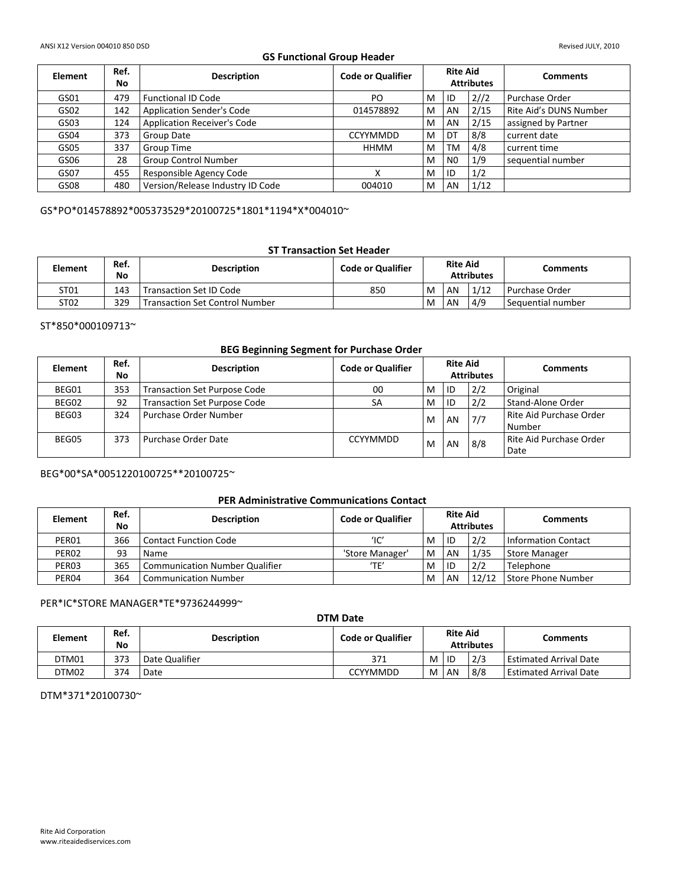### GS Functional Group Header

| Element | Ref. No | Description | Code or Qualifier | Rite Aid Attributes | | | Comments |
|---|---|---|---|---|---|---|---|
| GS01 | 479 | Functional ID Code | PO | M | ID | 2//2 | Purchase Order |
| GS02 | 142 | Application Sender's Code | 014578892 | M | AN | 2/15 | Rite Aid's DUNS Number |
| GS03 | 124 | Application Receiver's Code | | M | AN | 2/15 | assigned by Partner |
| GS04 | 373 | Group Date | CCYYMMDD | M | DT | 8/8 | current date |
| GS05 | 337 | Group Time | HHMM | M | TM | 4/8 | current time |
| GS06 | 28 | Group Control Number | | M | N0 | 1/9 | sequential number |
| GS07 | 455 | Responsible Agency Code | X | M | ID | 1/2 | |
| GS08 | 480 | Version/Release Industry ID Code | 004010 | M | AN | 1/12 | |

GS*PO*014578892*005373529*20100725*1801*1194*X*004010~

### ST Transaction Set Header

| Element | Ref. No | Description | Code or Qualifier | Rite Aid Attributes | | | Comments |
|---|---|---|---|---|---|---|---|
| ST01 | 143 | Transaction Set ID Code | 850 | M | AN | 1/12 | Purchase Order |
| ST02 | 329 | Transaction Set Control Number | | M | AN | 4/9 | Sequential number |

ST*850*000109713~

### BEG Beginning Segment for Purchase Order

| Element | Ref. No | Description | Code or Qualifier | Rite Aid Attributes | | | Comments |
|---|---|---|---|---|---|---|---|
| BEG01 | 353 | Transaction Set Purpose Code | 00 | M | ID | 2/2 | Original |
| BEG02 | 92 | Transaction Set Purpose Code | SA | M | ID | 2/2 | Stand-Alone Order |
| BEG03 | 324 | Purchase Order Number | | M | AN | 7/7 | Rite Aid Purchase Order Number |
| BEG05 | 373 | Purchase Order Date | CCYYMMDD | M | AN | 8/8 | Rite Aid Purchase Order Date |

BEG*00*SA*0051220100725**20100725~

### PER Administrative Communications Contact

| Element | Ref. No | Description | Code or Qualifier | Rite Aid Attributes | | | Comments |
|---|---|---|---|---|---|---|---|
| PER01 | 366 | Contact Function Code | 'IC' | M | ID | 2/2 | Information Contact |
| PER02 | 93 | Name | 'Store Manager' | M | AN | 1/35 | Store Manager |
| PER03 | 365 | Communication Number Qualifier | 'TE' | M | ID | 2/2 | Telephone |
| PER04 | 364 | Communication Number | | M | AN | 12/12 | Store Phone Number |

PER*IC*STORE MANAGER*TE*9736244999~

### DTM Date

| Element | Ref. No | Description | Code or Qualifier | Rite Aid Attributes | | | Comments |
|---|---|---|---|---|---|---|---|
| DTM01 | 373 | Date Qualifier | 371 | M | ID | 2/3 | Estimated Arrival Date |
| DTM02 | 374 | Date | CCYYMMDD | M | AN | 8/8 | Estimated Arrival Date |

DTM*371*20100730~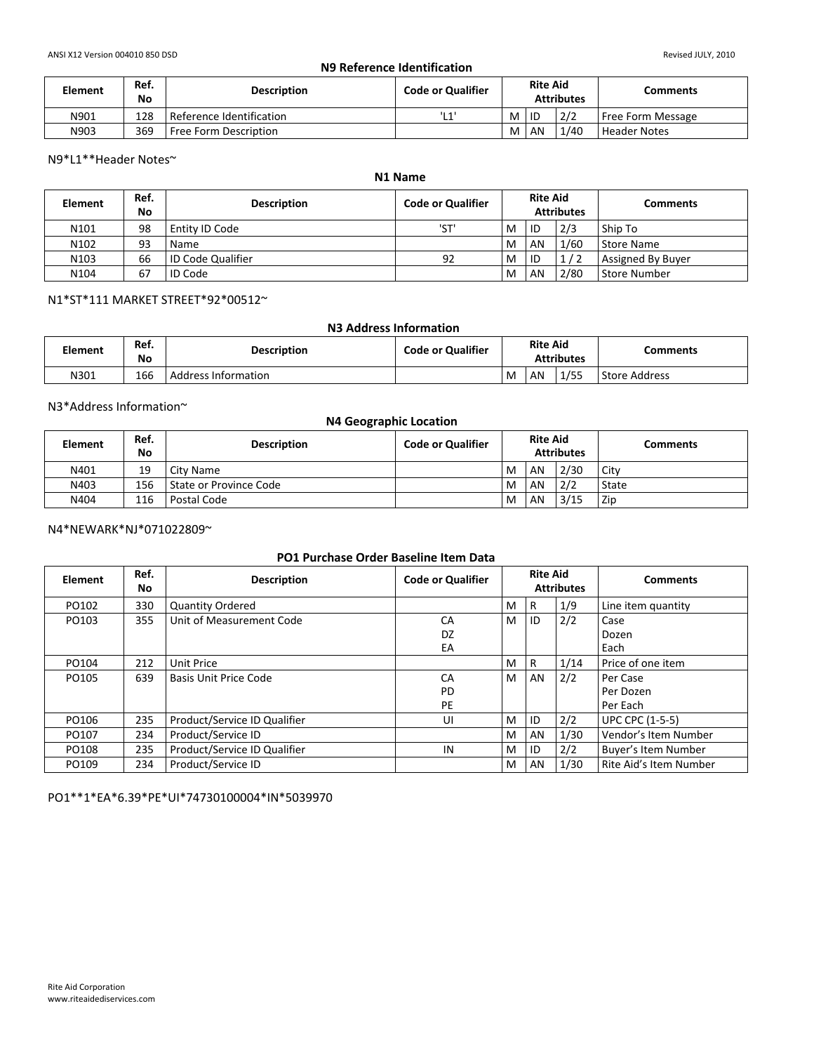### N9 Reference Identification

| Element | Ref. No | Description | Code or Qualifier | Rite Aid Attributes | | | Comments |
|---|---|---|---|---|---|---|---|
| N901 | 128 | Reference Identification | 'L1' | M | ID | 2/2 | Free Form Message |
| N903 | 369 | Free Form Description | | M | AN | 1/40 | Header Notes |

N9*L1**Header Notes~

### N1 Name

| Element | Ref. No | Description | Code or Qualifier | Rite Aid Attributes | | | Comments |
|---|---|---|---|---|---|---|---|
| N101 | 98 | Entity ID Code | 'ST' | M | ID | 2/3 | Ship To |
| N102 | 93 | Name | | M | AN | 1/60 | Store Name |
| N103 | 66 | ID Code Qualifier | 92 | M | ID | 1 / 2 | Assigned By Buyer |
| N104 | 67 | ID Code | | M | AN | 2/80 | Store Number |

N1*ST*111 MARKET STREET*92*00512~

### N3 Address Information

| Element | Ref. No | Description | Code or Qualifier | Rite Aid Attributes | | | Comments |
|---|---|---|---|---|---|---|---|
| N301 | 166 | Address Information | | M | AN | 1/55 | Store Address |

N3*Address Information~

### N4 Geographic Location

| Element | Ref. No | Description | Code or Qualifier | Rite Aid Attributes | | | Comments |
|---|---|---|---|---|---|---|---|
| N401 | 19 | City Name | | M | AN | 2/30 | City |
| N403 | 156 | State or Province Code | | M | AN | 2/2 | State |
| N404 | 116 | Postal Code | | M | AN | 3/15 | Zip |

N4*NEWARK*NJ*071022809~

### PO1 Purchase Order Baseline Item Data

| Element | Ref. No | Description | Code or Qualifier | Rite Aid Attributes | | | Comments |
|---|---|---|---|---|---|---|---|
| PO102 | 330 | Quantity Ordered | | M | R | 1/9 | Line item quantity |
| PO103 | 355 | Unit of Measurement Code | CA<br>DZ<br>EA | M | ID | 2/2 | Case<br>Dozen<br>Each |
| PO104 | 212 | Unit Price | | M | R | 1/14 | Price of one item |
| PO105 | 639 | Basis Unit Price Code | CA<br>PD<br>PE | M | AN | 2/2 | Per Case<br>Per Dozen<br>Per Each |
| PO106 | 235 | Product/Service ID Qualifier | UI | M | ID | 2/2 | UPC CPC (1-5-5) |
| PO107 | 234 | Product/Service ID | | M | AN | 1/30 | Vendor's Item Number |
| PO108 | 235 | Product/Service ID Qualifier | IN | M | ID | 2/2 | Buyer's Item Number |
| PO109 | 234 | Product/Service ID | | M | AN | 1/30 | Rite Aid's Item Number |

PO1**1*EA*6.39*PE*UI*74730100004*IN*5039970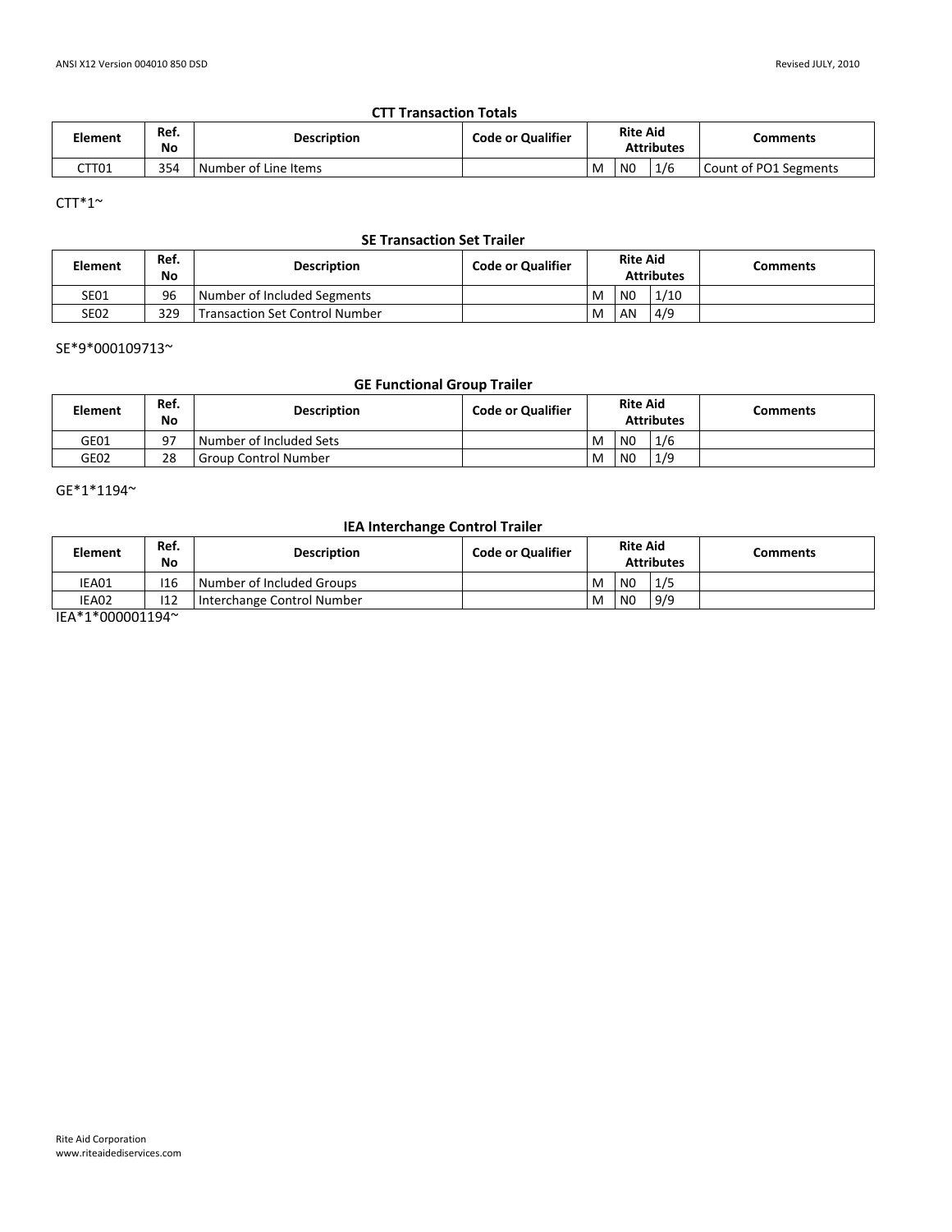### CTT Transaction Totals

| Element | Ref. No | Description | Code or Qualifier | Rite Aid Attributes | | | Comments |
|---|---|---|---|---|---|---|---|
| CTT01 | 354 | Number of Line Items | | M | N0 | 1/6 | Count of PO1 Segments |

CTT*1~

### SE Transaction Set Trailer

| Element | Ref. No | Description | Code or Qualifier | Rite Aid Attributes | | | Comments |
|---|---|---|---|---|---|---|---|
| SE01 | 96 | Number of Included Segments | | M | N0 | 1/10 | |
| SE02 | 329 | Transaction Set Control Number | | M | AN | 4/9 | |

SE*9*000109713~

### GE Functional Group Trailer

| Element | Ref. No | Description | Code or Qualifier | Rite Aid Attributes | | | Comments |
|---|---|---|---|---|---|---|---|
| GE01 | 97 | Number of Included Sets | | M | N0 | 1/6 | |
| GE02 | 28 | Group Control Number | | M | N0 | 1/9 | |

GE*1*1194~

### IEA Interchange Control Trailer

| Element | Ref. No | Description | Code or Qualifier | Rite Aid Attributes | | | Comments |
|---|---|---|---|---|---|---|---|
| IEA01 | I16 | Number of Included Groups | | M | N0 | 1/5 | |
| IEA02 | I12 | Interchange Control Number | | M | N0 | 9/9 | |

IEA*1*000001194~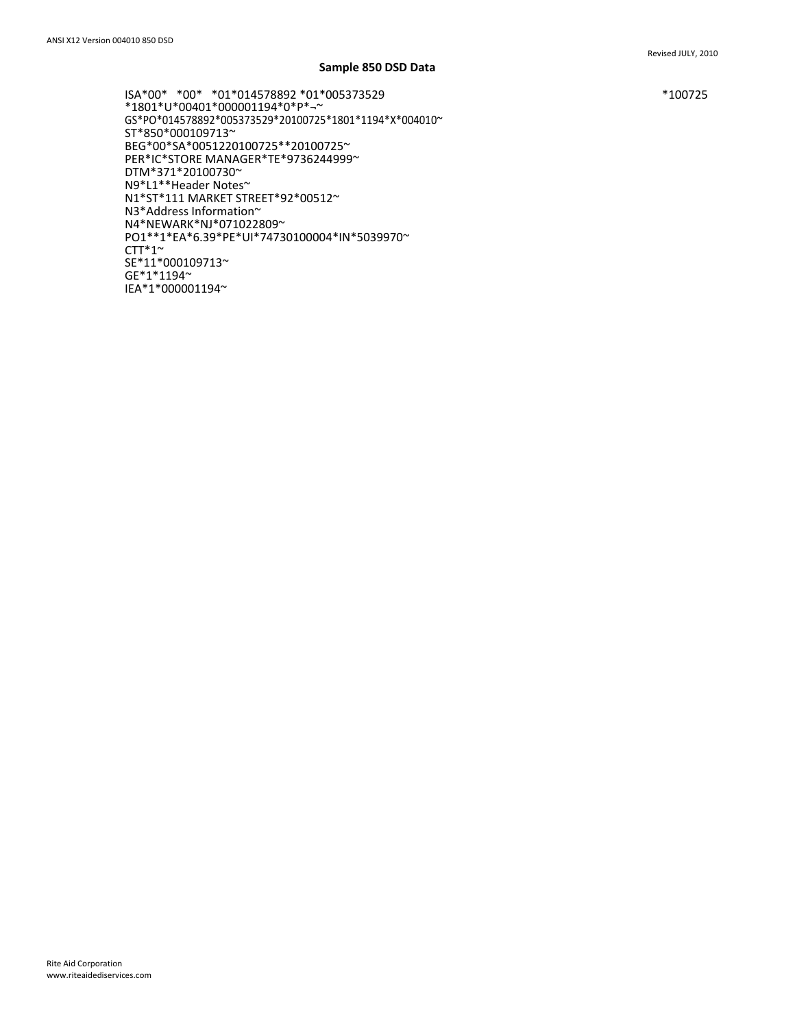## Sample 850 DSD Data

```
ISA*00*   *00*   *01*014578892 *01*005373529                                                              *100725
*1801*U*00401*000001194*0*P*¬~
GS*PO*014578892*005373529*20100725*1801*1194*X*004010~
ST*850*000109713~
BEG*00*SA*0051220100725**20100725~
PER*IC*STORE MANAGER*TE*9736244999~
DTM*371*20100730~
N9*L1**Header Notes~
N1*ST*111 MARKET STREET*92*00512~
N3*Address Information~
N4*NEWARK*NJ*071022809~
PO1**1*EA*6.39*PE*UI*74730100004*IN*5039970~
CTT*1~
SE*11*000109713~
GE*1*1194~
IEA*1*000001194~
```